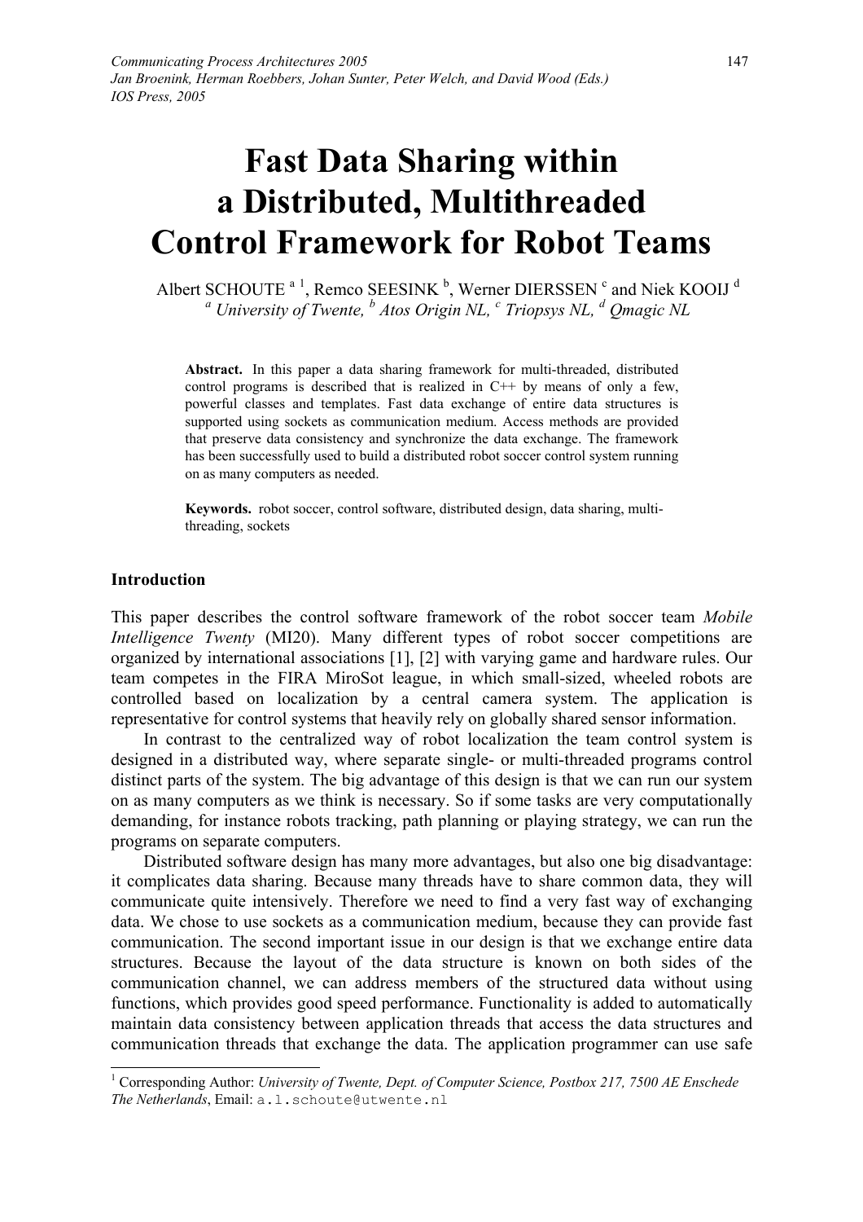# Fast Data Sharing within a Distributed, Multithreaded Control Framework for Robot Teams

Albert SCHOUTE [a 1], Remco SEESINK [b], Werner DIERSSEN [c] and Niek KOOIJ [d]

[a] *University of Twente,* [b] *Atos Origin NL,* [c] *Triopsys NL,* [d] *Qmagic NL*

**Abstract.** In this paper a data sharing framework for multi-threaded, distributed control programs is described that is realized in C++ by means of only a few, powerful classes and templates. Fast data exchange of entire data structures is supported using sockets as communication medium. Access methods are provided that preserve data consistency and synchronize the data exchange. The framework has been successfully used to build a distributed robot soccer control system running on as many computers as needed.

**Keywords.** robot soccer, control software, distributed design, data sharing, multi-threading, sockets

## Introduction

This paper describes the control software framework of the robot soccer team *Mobile Intelligence Twenty* (MI20). Many different types of robot soccer competitions are organized by international associations [1], [2] with varying game and hardware rules. Our team competes in the FIRA MiroSot league, in which small-sized, wheeled robots are controlled based on localization by a central camera system. The application is representative for control systems that heavily rely on globally shared sensor information.

In contrast to the centralized way of robot localization the team control system is designed in a distributed way, where separate single- or multi-threaded programs control distinct parts of the system. The big advantage of this design is that we can run our system on as many computers as we think is necessary. So if some tasks are very computationally demanding, for instance robots tracking, path planning or playing strategy, we can run the programs on separate computers.

Distributed software design has many more advantages, but also one big disadvantage: it complicates data sharing. Because many threads have to share common data, they will communicate quite intensively. Therefore we need to find a very fast way of exchanging data. We chose to use sockets as a communication medium, because they can provide fast communication. The second important issue in our design is that we exchange entire data structures. Because the layout of the data structure is known on both sides of the communication channel, we can address members of the structured data without using functions, which provides good speed performance. Functionality is added to automatically maintain data consistency between application threads that access the data structures and communication threads that exchange the data. The application programmer can use safe

[1] Corresponding Author: *University of Twente, Dept. of Computer Science, Postbox 217, 7500 AE Enschede The Netherlands*, Email: a.l.schoute@utwente.nl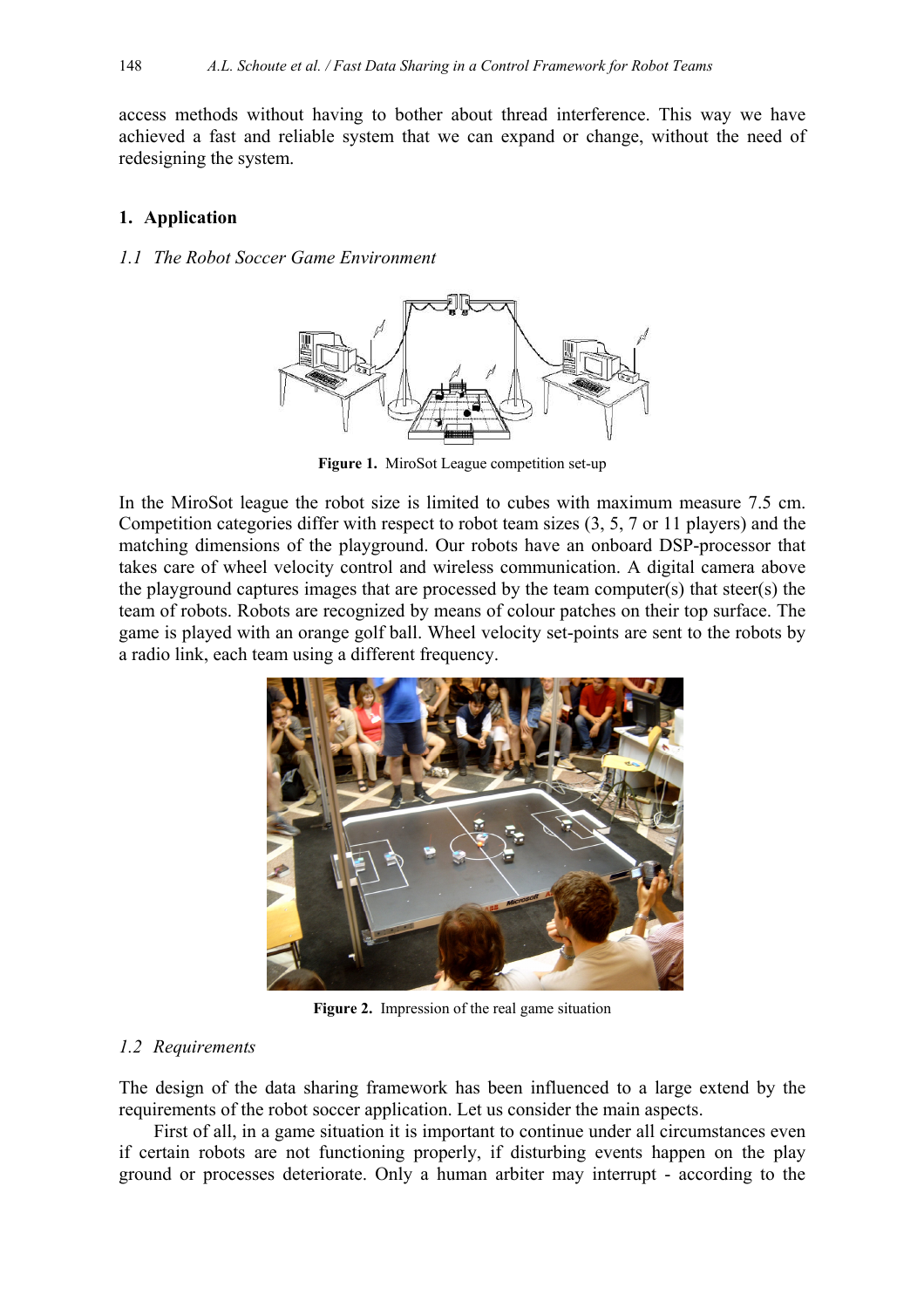access methods without having to bother about thread interference. This way we have achieved a fast and reliable system that we can expand or change, without the need of redesigning the system.

## 1. Application

### *1.1 The Robot Soccer Game Environment*

**Figure 1.** MiroSot League competition set-up

In the MiroSot league the robot size is limited to cubes with maximum measure 7.5 cm. Competition categories differ with respect to robot team sizes (3, 5, 7 or 11 players) and the matching dimensions of the playground. Our robots have an onboard DSP-processor that takes care of wheel velocity control and wireless communication. A digital camera above the playground captures images that are processed by the team computer(s) that steer(s) the team of robots. Robots are recognized by means of colour patches on their top surface. The game is played with an orange golf ball. Wheel velocity set-points are sent to the robots by a radio link, each team using a different frequency.

**Figure 2.** Impression of the real game situation

### *1.2 Requirements*

The design of the data sharing framework has been influenced to a large extend by the requirements of the robot soccer application. Let us consider the main aspects.

First of all, in a game situation it is important to continue under all circumstances even if certain robots are not functioning properly, if disturbing events happen on the play ground or processes deteriorate. Only a human arbiter may interrupt - according to the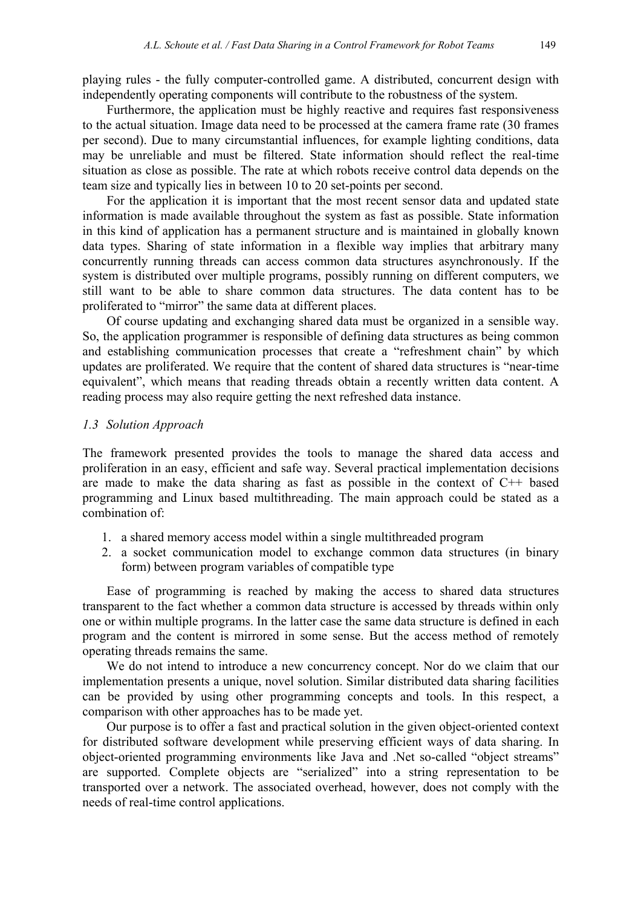playing rules - the fully computer-controlled game. A distributed, concurrent design with independently operating components will contribute to the robustness of the system.

Furthermore, the application must be highly reactive and requires fast responsiveness to the actual situation. Image data need to be processed at the camera frame rate (30 frames per second). Due to many circumstantial influences, for example lighting conditions, data may be unreliable and must be filtered. State information should reflect the real-time situation as close as possible. The rate at which robots receive control data depends on the team size and typically lies in between 10 to 20 set-points per second.

For the application it is important that the most recent sensor data and updated state information is made available throughout the system as fast as possible. State information in this kind of application has a permanent structure and is maintained in globally known data types. Sharing of state information in a flexible way implies that arbitrary many concurrently running threads can access common data structures asynchronously. If the system is distributed over multiple programs, possibly running on different computers, we still want to be able to share common data structures. The data content has to be proliferated to "mirror" the same data at different places.

Of course updating and exchanging shared data must be organized in a sensible way. So, the application programmer is responsible of defining data structures as being common and establishing communication processes that create a "refreshment chain" by which updates are proliferated. We require that the content of shared data structures is "near-time equivalent", which means that reading threads obtain a recently written data content. A reading process may also require getting the next refreshed data instance.

### *1.3 Solution Approach*

The framework presented provides the tools to manage the shared data access and proliferation in an easy, efficient and safe way. Several practical implementation decisions are made to make the data sharing as fast as possible in the context of C++ based programming and Linux based multithreading. The main approach could be stated as a combination of:

1. a shared memory access model within a single multithreaded program
2. a socket communication model to exchange common data structures (in binary form) between program variables of compatible type

Ease of programming is reached by making the access to shared data structures transparent to the fact whether a common data structure is accessed by threads within only one or within multiple programs. In the latter case the same data structure is defined in each program and the content is mirrored in some sense. But the access method of remotely operating threads remains the same.

We do not intend to introduce a new concurrency concept. Nor do we claim that our implementation presents a unique, novel solution. Similar distributed data sharing facilities can be provided by using other programming concepts and tools. In this respect, a comparison with other approaches has to be made yet.

Our purpose is to offer a fast and practical solution in the given object-oriented context for distributed software development while preserving efficient ways of data sharing. In object-oriented programming environments like Java and .Net so-called "object streams" are supported. Complete objects are "serialized" into a string representation to be transported over a network. The associated overhead, however, does not comply with the needs of real-time control applications.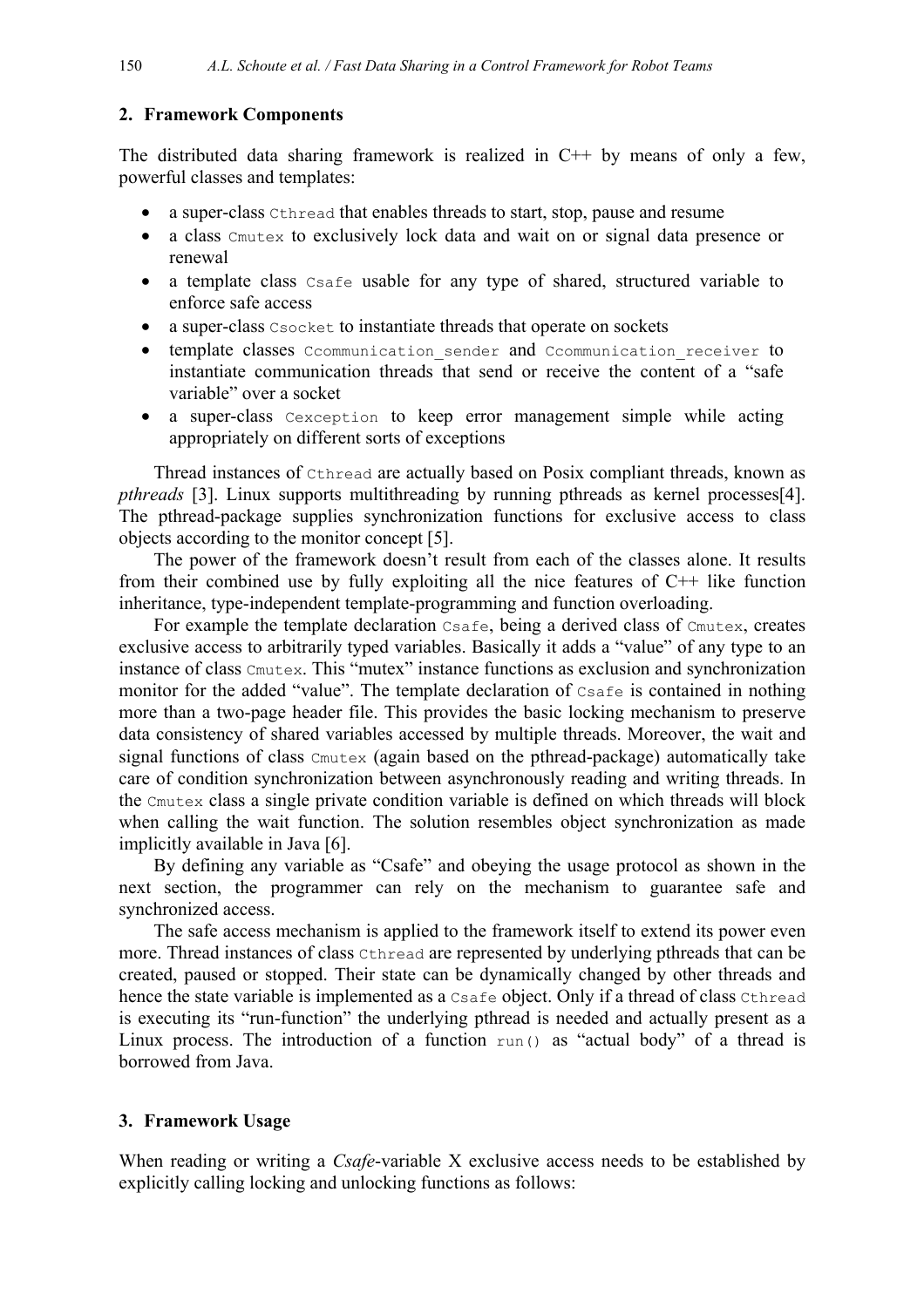## 2. Framework Components

The distributed data sharing framework is realized in C++ by means of only a few, powerful classes and templates:

- a super-class `Cthread` that enables threads to start, stop, pause and resume
- a class `Cmutex` to exclusively lock data and wait on or signal data presence or renewal
- a template class `Csafe` usable for any type of shared, structured variable to enforce safe access
- a super-class `Csocket` to instantiate threads that operate on sockets
- template classes `Ccommunication_sender` and `Ccommunication_receiver` to instantiate communication threads that send or receive the content of a "safe variable" over a socket
- a super-class `Cexception` to keep error management simple while acting appropriately on different sorts of exceptions

Thread instances of `Cthread` are actually based on Posix compliant threads, known as *pthreads* [3]. Linux supports multithreading by running pthreads as kernel processes[4]. The pthread-package supplies synchronization functions for exclusive access to class objects according to the monitor concept [5].

The power of the framework doesn't result from each of the classes alone. It results from their combined use by fully exploiting all the nice features of C++ like function inheritance, type-independent template-programming and function overloading.

For example the template declaration `Csafe`, being a derived class of `Cmutex`, creates exclusive access to arbitrarily typed variables. Basically it adds a "value" of any type to an instance of class `Cmutex`. This "mutex" instance functions as exclusion and synchronization monitor for the added "value". The template declaration of `Csafe` is contained in nothing more than a two-page header file. This provides the basic locking mechanism to preserve data consistency of shared variables accessed by multiple threads. Moreover, the wait and signal functions of class `Cmutex` (again based on the pthread-package) automatically take care of condition synchronization between asynchronously reading and writing threads. In the `Cmutex` class a single private condition variable is defined on which threads will block when calling the wait function. The solution resembles object synchronization as made implicitly available in Java [6].

By defining any variable as "Csafe" and obeying the usage protocol as shown in the next section, the programmer can rely on the mechanism to guarantee safe and synchronized access.

The safe access mechanism is applied to the framework itself to extend its power even more. Thread instances of class `Cthread` are represented by underlying pthreads that can be created, paused or stopped. Their state can be dynamically changed by other threads and hence the state variable is implemented as a `Csafe` object. Only if a thread of class `Cthread` is executing its "run-function" the underlying pthread is needed and actually present as a Linux process. The introduction of a function `run()` as "actual body" of a thread is borrowed from Java.

## 3. Framework Usage

When reading or writing a *Csafe*-variable X exclusive access needs to be established by explicitly calling locking and unlocking functions as follows: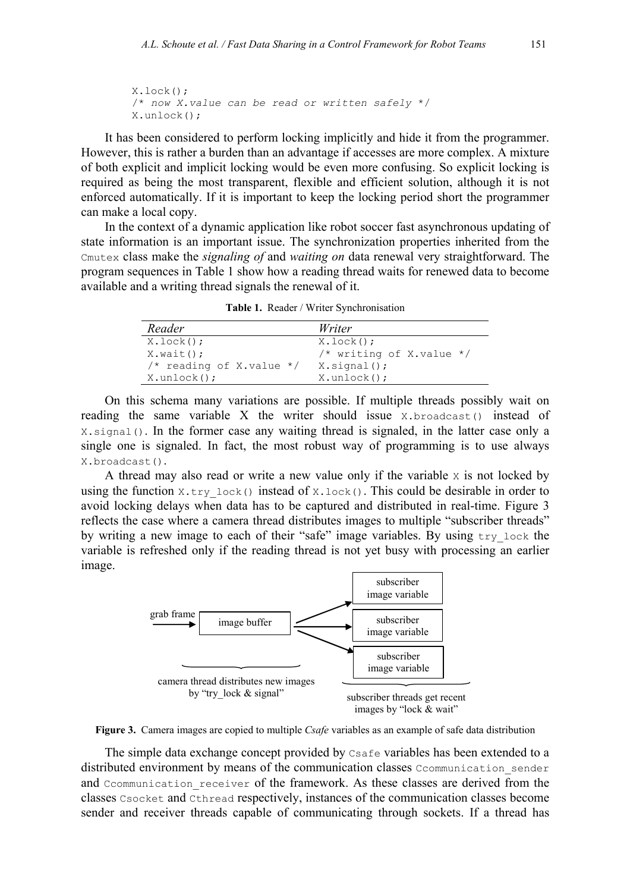```
X.lock();
/* now X.value can be read or written safely */
X.unlock();
```

It has been considered to perform locking implicitly and hide it from the programmer. However, this is rather a burden than an advantage if accesses are more complex. A mixture of both explicit and implicit locking would be even more confusing. So explicit locking is required as being the most transparent, flexible and efficient solution, although it is not enforced automatically. If it is important to keep the locking period short the programmer can make a local copy.

In the context of a dynamic application like robot soccer fast asynchronous updating of state information is an important issue. The synchronization properties inherited from the `Cmutex` class make the *signaling of* and *waiting on* data renewal very straightforward. The program sequences in Table 1 show how a reading thread waits for renewed data to become available and a writing thread signals the renewal of it.

**Table 1.** Reader / Writer Synchronisation

| *Reader* | *Writer* |
|---|---|
| `X.lock();` | `X.lock();` |
| `X.wait();` | `/* writing of X.value */` |
| `/* reading of X.value */` | `X.signal();` |
| `X.unlock();` | `X.unlock();` |

On this schema many variations are possible. If multiple threads possibly wait on reading the same variable X the writer should issue `X.broadcast()` instead of `X.signal()`. In the former case any waiting thread is signaled, in the latter case only a single one is signaled. In fact, the most robust way of programming is to use always `X.broadcast()`.

A thread may also read or write a new value only if the variable `X` is not locked by using the function `X.try_lock()` instead of `X.lock()`. This could be desirable in order to avoid locking delays when data has to be captured and distributed in real-time. Figure 3 reflects the case where a camera thread distributes images to multiple "subscriber threads" by writing a new image to each of their "safe" image variables. By using `try_lock` the variable is refreshed only if the reading thread is not yet busy with processing an earlier image.

grab frame → image buffer → subscriber image variable / subscriber image variable / subscriber image variable

camera thread distributes new images by "try_lock & signal"

subscriber threads get recent images by "lock & wait"

**Figure 3.** Camera images are copied to multiple *Csafe* variables as an example of safe data distribution

The simple data exchange concept provided by `Csafe` variables has been extended to a distributed environment by means of the communication classes `Ccommunication_sender` and `Ccommunication_receiver` of the framework. As these classes are derived from the classes `Csocket` and `Cthread` respectively, instances of the communication classes become sender and receiver threads capable of communicating through sockets. If a thread has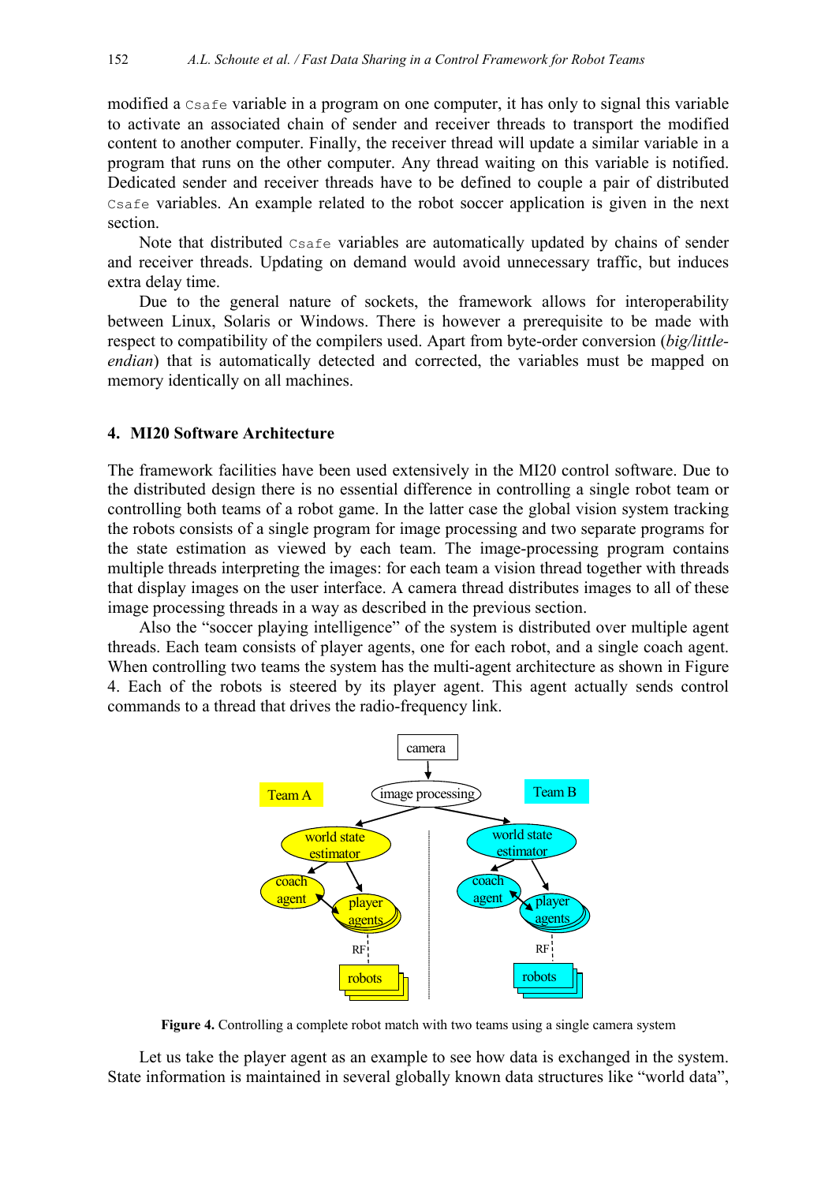modified a `Csafe` variable in a program on one computer, it has only to signal this variable to activate an associated chain of sender and receiver threads to transport the modified content to another computer. Finally, the receiver thread will update a similar variable in a program that runs on the other computer. Any thread waiting on this variable is notified. Dedicated sender and receiver threads have to be defined to couple a pair of distributed `Csafe` variables. An example related to the robot soccer application is given in the next section.

Note that distributed `Csafe` variables are automatically updated by chains of sender and receiver threads. Updating on demand would avoid unnecessary traffic, but induces extra delay time.

Due to the general nature of sockets, the framework allows for interoperability between Linux, Solaris or Windows. There is however a prerequisite to be made with respect to compatibility of the compilers used. Apart from byte-order conversion (*big/little-endian*) that is automatically detected and corrected, the variables must be mapped on memory identically on all machines.

## 4. MI20 Software Architecture

The framework facilities have been used extensively in the MI20 control software. Due to the distributed design there is no essential difference in controlling a single robot team or controlling both teams of a robot game. In the latter case the global vision system tracking the robots consists of a single program for image processing and two separate programs for the state estimation as viewed by each team. The image-processing program contains multiple threads interpreting the images: for each team a vision thread together with threads that display images on the user interface. A camera thread distributes images to all of these image processing threads in a way as described in the previous section.

Also the "soccer playing intelligence" of the system is distributed over multiple agent threads. Each team consists of player agents, one for each robot, and a single coach agent. When controlling two teams the system has the multi-agent architecture as shown in Figure 4. Each of the robots is steered by its player agent. This agent actually sends control commands to a thread that drives the radio-frequency link.

**Figure 4.** Controlling a complete robot match with two teams using a single camera system

Let us take the player agent as an example to see how data is exchanged in the system. State information is maintained in several globally known data structures like "world data",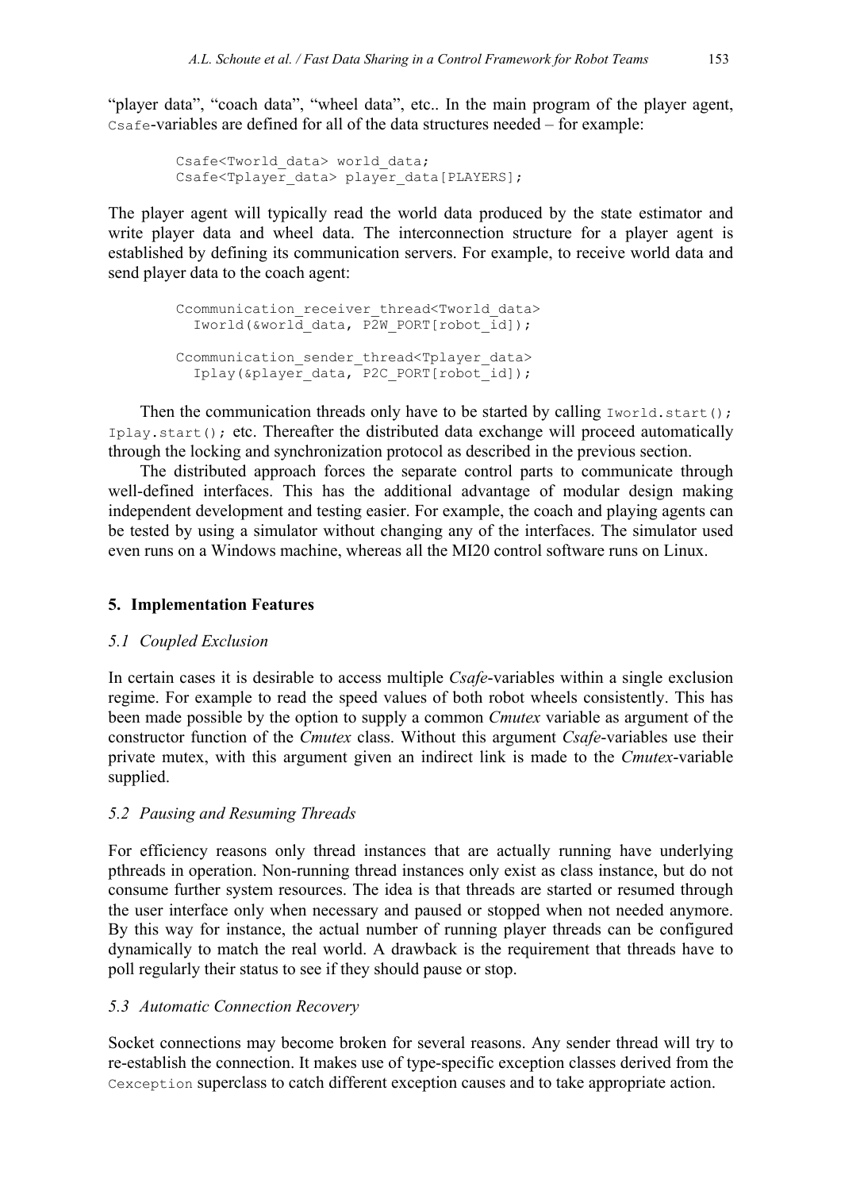"player data", "coach data", "wheel data", etc.. In the main program of the player agent, `Csafe`-variables are defined for all of the data structures needed – for example:

```
Csafe<Tworld_data> world_data;
Csafe<Tplayer_data> player_data[PLAYERS];
```

The player agent will typically read the world data produced by the state estimator and write player data and wheel data. The interconnection structure for a player agent is established by defining its communication servers. For example, to receive world data and send player data to the coach agent:

```
Ccommunication_receiver_thread<Tworld_data>
  Iworld(&world_data, P2W_PORT[robot_id]);

Ccommunication_sender_thread<Tplayer_data>
  Iplay(&player_data, P2C_PORT[robot_id]);
```

Then the communication threads only have to be started by calling `Iworld.start(); Iplay.start();` etc. Thereafter the distributed data exchange will proceed automatically through the locking and synchronization protocol as described in the previous section.

The distributed approach forces the separate control parts to communicate through well-defined interfaces. This has the additional advantage of modular design making independent development and testing easier. For example, the coach and playing agents can be tested by using a simulator without changing any of the interfaces. The simulator used even runs on a Windows machine, whereas all the MI20 control software runs on Linux.

## 5. Implementation Features

### *5.1 Coupled Exclusion*

In certain cases it is desirable to access multiple *Csafe*-variables within a single exclusion regime. For example to read the speed values of both robot wheels consistently. This has been made possible by the option to supply a common *Cmutex* variable as argument of the constructor function of the *Cmutex* class. Without this argument *Csafe*-variables use their private mutex, with this argument given an indirect link is made to the *Cmutex*-variable supplied.

### *5.2 Pausing and Resuming Threads*

For efficiency reasons only thread instances that are actually running have underlying pthreads in operation. Non-running thread instances only exist as class instance, but do not consume further system resources. The idea is that threads are started or resumed through the user interface only when necessary and paused or stopped when not needed anymore. By this way for instance, the actual number of running player threads can be configured dynamically to match the real world. A drawback is the requirement that threads have to poll regularly their status to see if they should pause or stop.

### *5.3 Automatic Connection Recovery*

Socket connections may become broken for several reasons. Any sender thread will try to re-establish the connection. It makes use of type-specific exception classes derived from the `Cexception` superclass to catch different exception causes and to take appropriate action.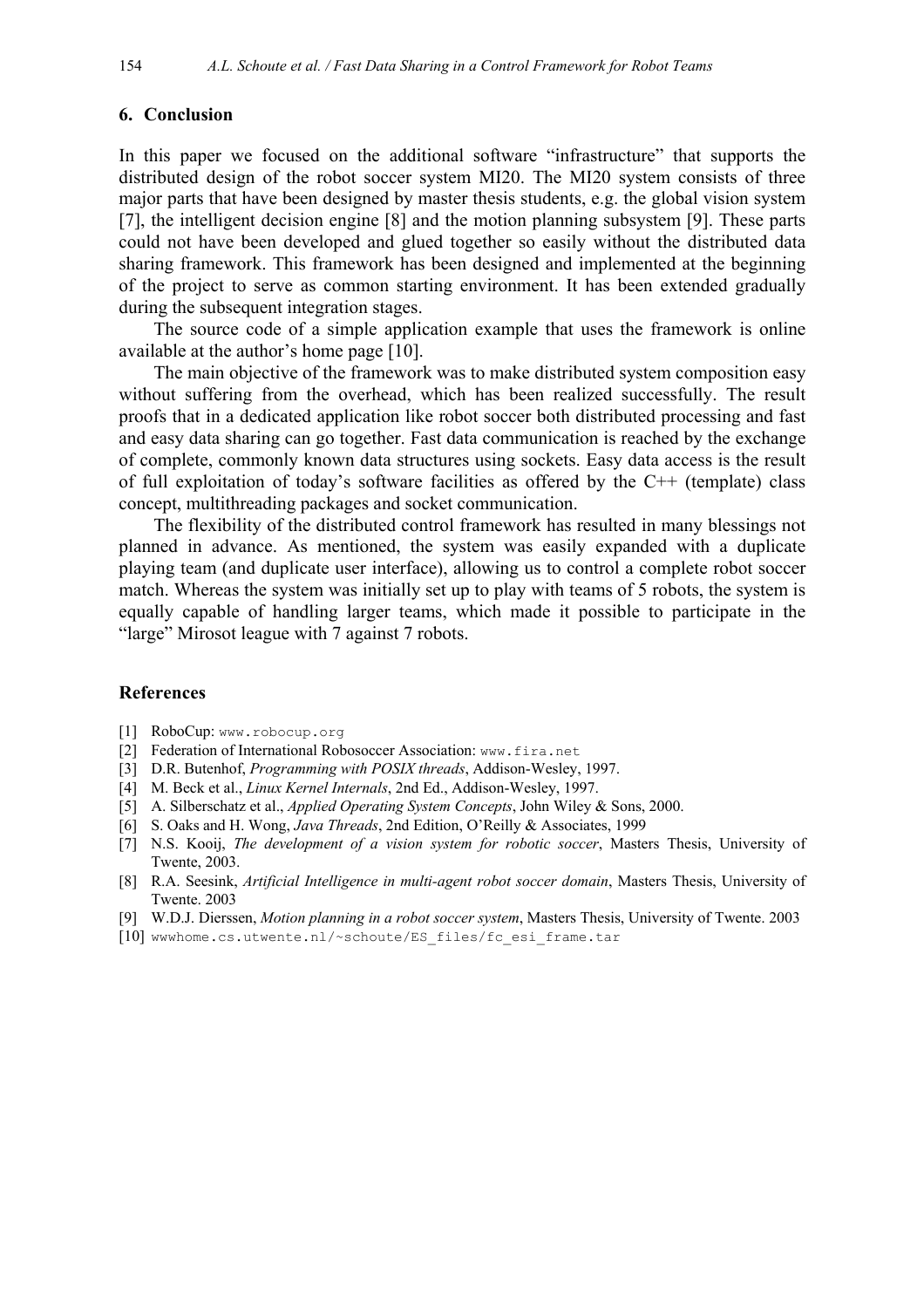## 6. Conclusion

In this paper we focused on the additional software "infrastructure" that supports the distributed design of the robot soccer system MI20. The MI20 system consists of three major parts that have been designed by master thesis students, e.g. the global vision system [7], the intelligent decision engine [8] and the motion planning subsystem [9]. These parts could not have been developed and glued together so easily without the distributed data sharing framework. This framework has been designed and implemented at the beginning of the project to serve as common starting environment. It has been extended gradually during the subsequent integration stages.

The source code of a simple application example that uses the framework is online available at the author's home page [10].

The main objective of the framework was to make distributed system composition easy without suffering from the overhead, which has been realized successfully. The result proofs that in a dedicated application like robot soccer both distributed processing and fast and easy data sharing can go together. Fast data communication is reached by the exchange of complete, commonly known data structures using sockets. Easy data access is the result of full exploitation of today's software facilities as offered by the C++ (template) class concept, multithreading packages and socket communication.

The flexibility of the distributed control framework has resulted in many blessings not planned in advance. As mentioned, the system was easily expanded with a duplicate playing team (and duplicate user interface), allowing us to control a complete robot soccer match. Whereas the system was initially set up to play with teams of 5 robots, the system is equally capable of handling larger teams, which made it possible to participate in the "large" Mirosot league with 7 against 7 robots.

## References

[1] RoboCup: `www.robocup.org`

[2] Federation of International Robosoccer Association: `www.fira.net`

[3] D.R. Butenhof, *Programming with POSIX threads*, Addison-Wesley, 1997.

[4] M. Beck et al., *Linux Kernel Internals*, 2nd Ed., Addison-Wesley, 1997.

[5] A. Silberschatz et al., *Applied Operating System Concepts*, John Wiley & Sons, 2000.

[6] S. Oaks and H. Wong, *Java Threads*, 2nd Edition, O'Reilly & Associates, 1999

[7] N.S. Kooij, *The development of a vision system for robotic soccer*, Masters Thesis, University of Twente, 2003.

[8] R.A. Seesink, *Artificial Intelligence in multi-agent robot soccer domain*, Masters Thesis, University of Twente. 2003

[9] W.D.J. Dierssen, *Motion planning in a robot soccer system*, Masters Thesis, University of Twente. 2003

[10] `wwwhome.cs.utwente.nl/~schoute/ES_files/fc_esi_frame.tar`